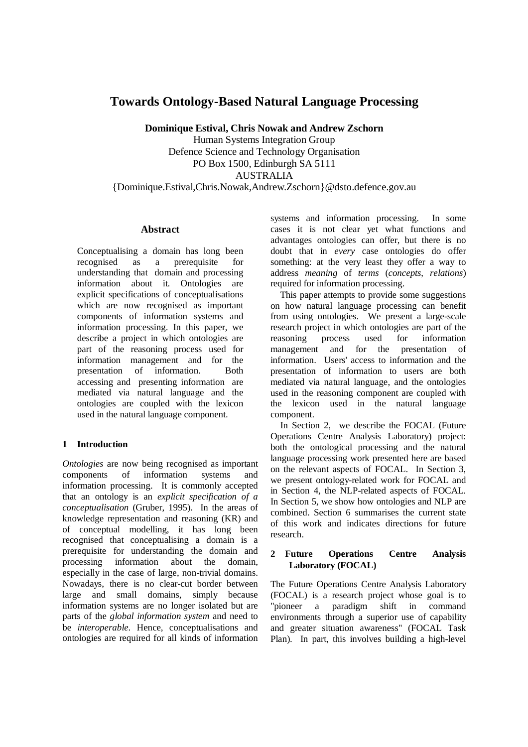# Towards Ontology-Based Natural Language Processing

**Dominique Estival, Chris Nowak and Andrew Zschorn**
Human Systems Integration Group
Defence Science and Technology Organisation
PO Box 1500, Edinburgh SA 5111
AUSTRALIA
{Dominique.Estival,Chris.Nowak,Andrew.Zschorn}@dsto.defence.gov.au

## Abstract

Conceptualising a domain has long been recognised as a prerequisite for understanding that domain and processing information about it. Ontologies are explicit specifications of conceptualisations which are now recognised as important components of information systems and information processing. In this paper, we describe a project in which ontologies are part of the reasoning process used for information management and for the presentation of information. Both accessing and presenting information are mediated via natural language and the ontologies are coupled with the lexicon used in the natural language component.

## 1 Introduction

*Ontologies* are now being recognised as important components of information systems and information processing. It is commonly accepted that an ontology is an *explicit specification of a conceptualisation* (Gruber, 1995). In the areas of knowledge representation and reasoning (KR) and of conceptual modelling, it has long been recognised that conceptualising a domain is a prerequisite for understanding the domain and processing information about the domain, especially in the case of large, non-trivial domains. Nowadays, there is no clear-cut border between large and small domains, simply because information systems are no longer isolated but are parts of the *global information system* and need to be *interoperable*. Hence, conceptualisations and ontologies are required for all kinds of information systems and information processing. In some cases it is not clear yet what functions and advantages ontologies can offer, but there is no doubt that in *every* case ontologies do offer something: at the very least they offer a way to address *meaning* of *terms* (*concepts*, *relations*) required for information processing.

This paper attempts to provide some suggestions on how natural language processing can benefit from using ontologies. We present a large-scale research project in which ontologies are part of the reasoning process used for information management and for the presentation of information. Users' access to information and the presentation of information to users are both mediated via natural language, and the ontologies used in the reasoning component are coupled with the lexicon used in the natural language component.

In Section 2, we describe the FOCAL (Future Operations Centre Analysis Laboratory) project: both the ontological processing and the natural language processing work presented here are based on the relevant aspects of FOCAL. In Section 3, we present ontology-related work for FOCAL and in Section 4, the NLP-related aspects of FOCAL. In Section 5, we show how ontologies and NLP are combined. Section 6 summarises the current state of this work and indicates directions for future research.

## 2 Future Operations Centre Analysis Laboratory (FOCAL)

The Future Operations Centre Analysis Laboratory (FOCAL) is a research project whose goal is to "pioneer a paradigm shift in command environments through a superior use of capability and greater situation awareness" (FOCAL Task Plan). In part, this involves building a high-level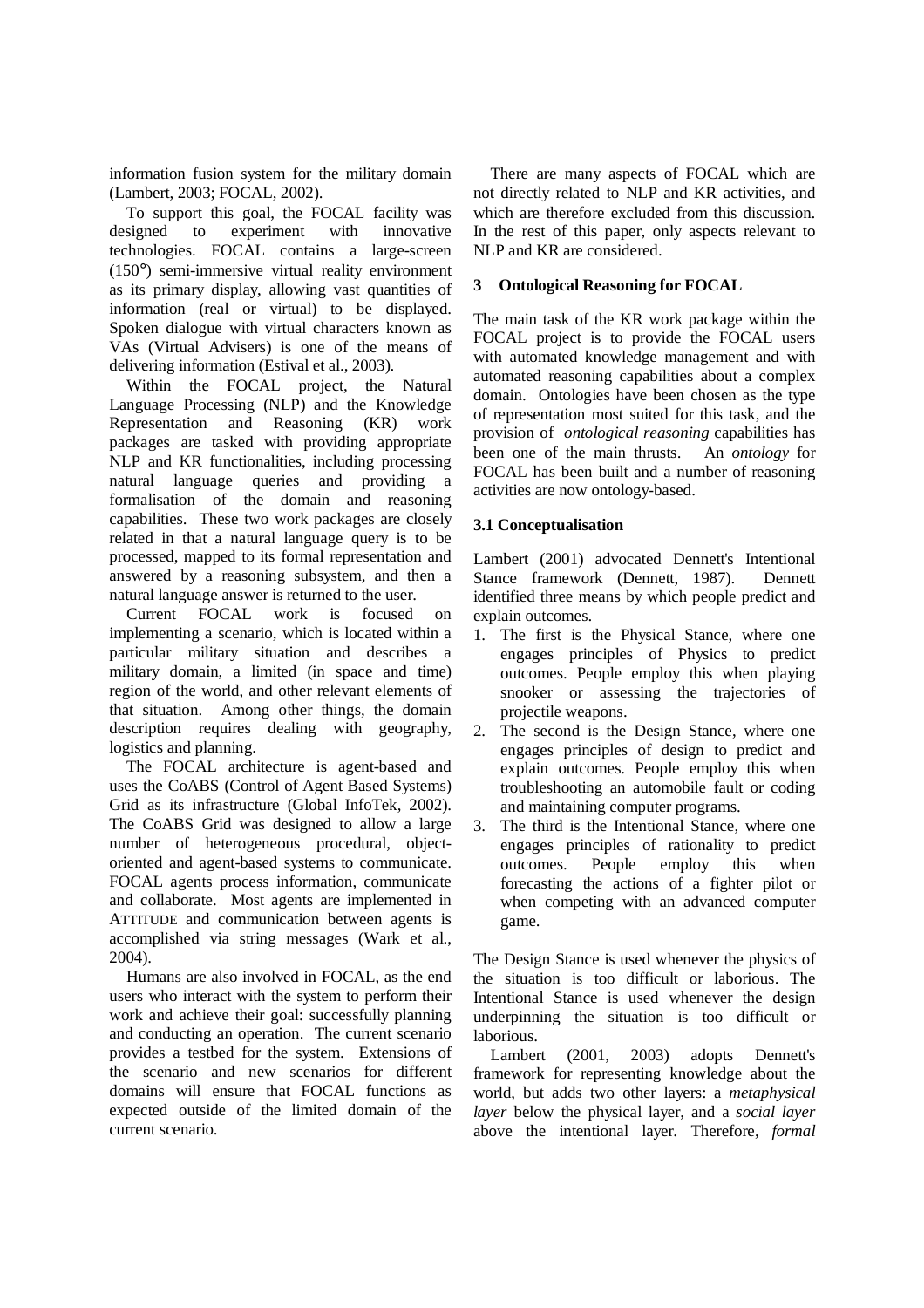information fusion system for the military domain (Lambert, 2003; FOCAL, 2002).

To support this goal, the FOCAL facility was designed to experiment with innovative technologies. FOCAL contains a large-screen (150°) semi-immersive virtual reality environment as its primary display, allowing vast quantities of information (real or virtual) to be displayed. Spoken dialogue with virtual characters known as VAs (Virtual Advisers) is one of the means of delivering information (Estival et al., 2003).

Within the FOCAL project, the Natural Language Processing (NLP) and the Knowledge Representation and Reasoning (KR) work packages are tasked with providing appropriate NLP and KR functionalities, including processing natural language queries and providing a formalisation of the domain and reasoning capabilities. These two work packages are closely related in that a natural language query is to be processed, mapped to its formal representation and answered by a reasoning subsystem, and then a natural language answer is returned to the user.

Current FOCAL work is focused on implementing a scenario, which is located within a particular military situation and describes a military domain, a limited (in space and time) region of the world, and other relevant elements of that situation. Among other things, the domain description requires dealing with geography, logistics and planning.

The FOCAL architecture is agent-based and uses the CoABS (Control of Agent Based Systems) Grid as its infrastructure (Global InfoTek, 2002). The CoABS Grid was designed to allow a large number of heterogeneous procedural, object-oriented and agent-based systems to communicate. FOCAL agents process information, communicate and collaborate. Most agents are implemented in ATTITUDE and communication between agents is accomplished via string messages (Wark et al., 2004).

Humans are also involved in FOCAL, as the end users who interact with the system to perform their work and achieve their goal: successfully planning and conducting an operation. The current scenario provides a testbed for the system. Extensions of the scenario and new scenarios for different domains will ensure that FOCAL functions as expected outside of the limited domain of the current scenario.

There are many aspects of FOCAL which are not directly related to NLP and KR activities, and which are therefore excluded from this discussion. In the rest of this paper, only aspects relevant to NLP and KR are considered.

## 3 Ontological Reasoning for FOCAL

The main task of the KR work package within the FOCAL project is to provide the FOCAL users with automated knowledge management and with automated reasoning capabilities about a complex domain. Ontologies have been chosen as the type of representation most suited for this task, and the provision of *ontological reasoning* capabilities has been one of the main thrusts. An *ontology* for FOCAL has been built and a number of reasoning activities are now ontology-based.

### 3.1 Conceptualisation

Lambert (2001) advocated Dennett's Intentional Stance framework (Dennett, 1987). Dennett identified three means by which people predict and explain outcomes.

1. The first is the Physical Stance, where one engages principles of Physics to predict outcomes. People employ this when playing snooker or assessing the trajectories of projectile weapons.
2. The second is the Design Stance, where one engages principles of design to predict and explain outcomes. People employ this when troubleshooting an automobile fault or coding and maintaining computer programs.
3. The third is the Intentional Stance, where one engages principles of rationality to predict outcomes. People employ this when forecasting the actions of a fighter pilot or when competing with an advanced computer game.

The Design Stance is used whenever the physics of the situation is too difficult or laborious. The Intentional Stance is used whenever the design underpinning the situation is too difficult or laborious.

Lambert (2001, 2003) adopts Dennett's framework for representing knowledge about the world, but adds two other layers: a *metaphysical layer* below the physical layer, and a *social layer* above the intentional layer. Therefore, *formal*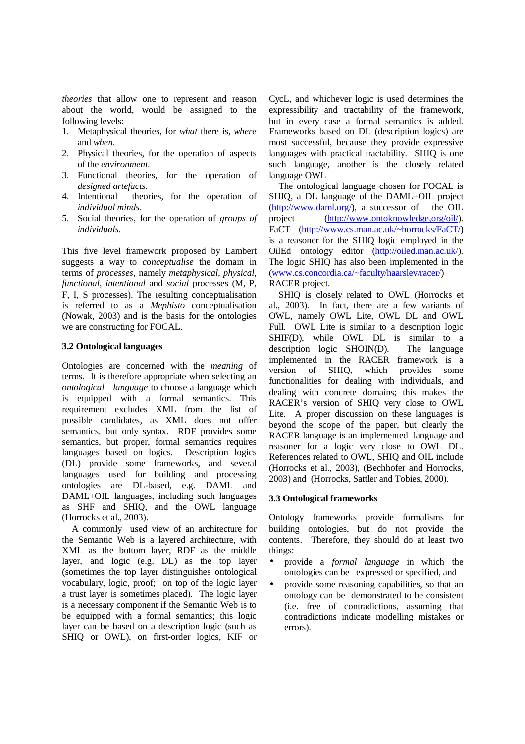*theories* that allow one to represent and reason about the world, would be assigned to the following levels:

1. Metaphysical theories, for *what* there is, *where* and *when*.
2. Physical theories, for the operation of aspects of the *environment*.
3. Functional theories, for the operation of *designed artefacts*.
4. Intentional theories, for the operation of *individual minds*.
5. Social theories, for the operation of *groups of individuals*.

This five level framework proposed by Lambert suggests a way to *conceptualise* the domain in terms of *processes*, namely *metaphysical, physical, functional, intentional* and *social* processes (M, P, F, I, S processes). The resulting conceptualisation is referred to as a *Mephisto* conceptualisation (Nowak, 2003) and is the basis for the ontologies we are constructing for FOCAL.

### 3.2 Ontological languages

Ontologies are concerned with the *meaning* of terms. It is therefore appropriate when selecting an *ontological language* to choose a language which is equipped with a formal semantics. This requirement excludes XML from the list of possible candidates, as XML does not offer semantics, but only syntax. RDF provides some semantics, but proper, formal semantics requires languages based on logics. Description logics (DL) provide some frameworks, and several languages used for building and processing ontologies are DL-based, e.g. DAML and DAML+OIL languages, including such languages as SHF and SHIQ, and the OWL language (Horrocks et al., 2003).

A commonly used view of an architecture for the Semantic Web is a layered architecture, with XML as the bottom layer, RDF as the middle layer, and logic (e.g. DL) as the top layer (sometimes the top layer distinguishes ontological vocabulary, logic, proof; on top of the logic layer a trust layer is sometimes placed). The logic layer is a necessary component if the Semantic Web is to be equipped with a formal semantics; this logic layer can be based on a description logic (such as SHIQ or OWL), on first-order logics, KIF or CycL, and whichever logic is used determines the expressibility and tractability of the framework, but in every case a formal semantics is added. Frameworks based on DL (description logics) are most successful, because they provide expressive languages with practical tractability. SHIQ is one such language, another is the closely related language OWL

The ontological language chosen for FOCAL is SHIQ, a DL language of the DAML+OIL project (http://www.daml.org/), a successor of the OIL project (http://www.ontoknowledge,org/oil/). FaCT (http://www.cs.man.ac.uk/~horrocks/FaCT/) is a reasoner for the SHIQ logic employed in the OilEd ontology editor (http://oiled.man.ac.uk/). The logic SHIQ has also been implemented in the (www.cs.concordia.ca/~faculty/haarslev/racer/) RACER project.

SHIQ is closely related to OWL (Horrocks et al., 2003). In fact, there are a few variants of OWL, namely OWL Lite, OWL DL and OWL Full. OWL Lite is similar to a description logic SHIF(D), while OWL DL is similar to a description logic SHOIN(D). The language implemented in the RACER framework is a version of SHIQ, which provides some functionalities for dealing with individuals, and dealing with concrete domains; this makes the RACER's version of SHIQ very close to OWL Lite. A proper discussion on these languages is beyond the scope of the paper, but clearly the RACER language is an implemented language and reasoner for a logic very close to OWL DL. References related to OWL, SHIQ and OIL include (Horrocks et al., 2003), (Bechhofer and Horrocks, 2003) and (Horrocks, Sattler and Tobies, 2000).

### 3.3 Ontological frameworks

Ontology frameworks provide formalisms for building ontologies, but do not provide the contents. Therefore, they should do at least two things:

- provide a *formal language* in which the ontologies can be expressed or specified, and
- provide some reasoning capabilities, so that an ontology can be demonstrated to be consistent (i.e. free of contradictions, assuming that contradictions indicate modelling mistakes or errors).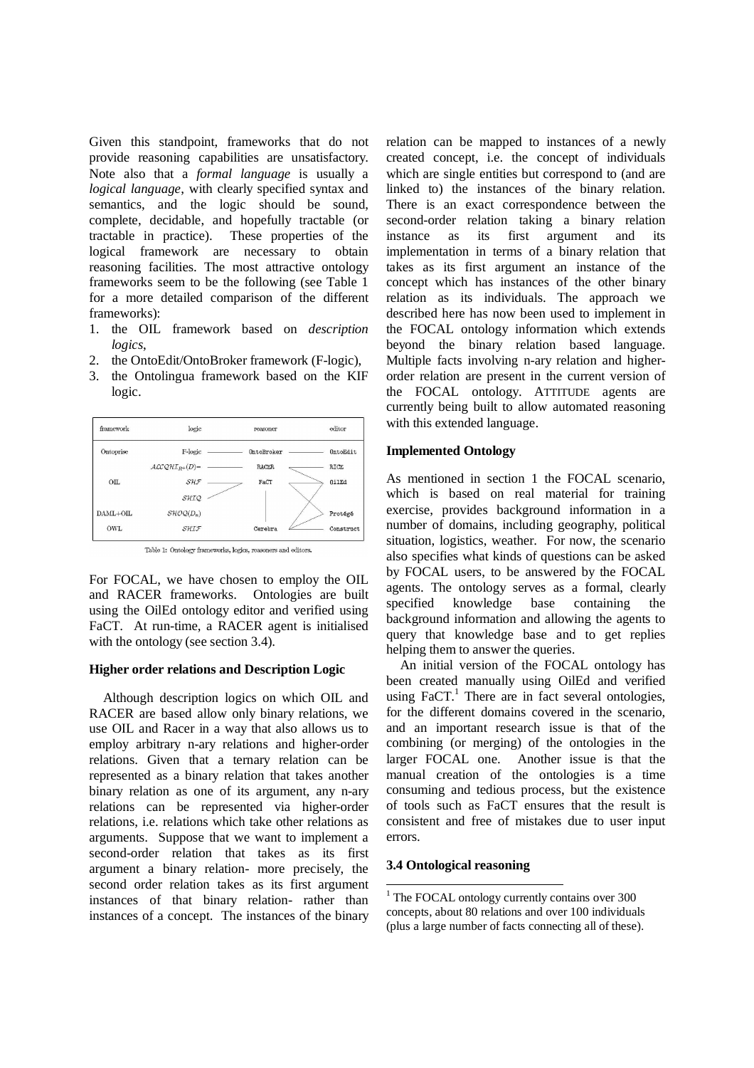Given this standpoint, frameworks that do not provide reasoning capabilities are unsatisfactory. Note also that a *formal language* is usually a *logical language*, with clearly specified syntax and semantics, and the logic should be sound, complete, decidable, and hopefully tractable (or tractable in practice). These properties of the logical framework are necessary to obtain reasoning facilities. The most attractive ontology frameworks seem to be the following (see Table 1 for a more detailed comparison of the different frameworks):

1. the OIL framework based on *description logics*,
2. the OntoEdit/OntoBroker framework (F-logic),
3. the Ontolingua framework based on the KIF logic.

| framework | logic | reasoner | editor |
|---|---|---|---|
| Ontoprise | F-logic | OntoBroker | OntoEdit |
|  | $\mathcal{ALCQHI}_{R+}(D)^-$ | RACER | RICE |
| OIL | $\mathcal{SHF}$ | FaCT | OilEd |
|  | $\mathcal{SHIQ}$ |  |  |
| DAML+OIL | $\mathcal{SHOQ}(D_n)$ |  | Protégé |
| OWL | $\mathcal{SHIF}$ | Cerebra | Construct |

Table 1: Ontology frameworks, logics, reasoners and editors.

For FOCAL, we have chosen to employ the OIL and RACER frameworks. Ontologies are built using the OilEd ontology editor and verified using FaCT. At run-time, a RACER agent is initialised with the ontology (see section 3.4).

**Higher order relations and Description Logic**

Although description logics on which OIL and RACER are based allow only binary relations, we use OIL and Racer in a way that also allows us to employ arbitrary n-ary relations and higher-order relations. Given that a ternary relation can be represented as a binary relation that takes another binary relation as one of its argument, any n-ary relations can be represented via higher-order relations, i.e. relations which take other relations as arguments. Suppose that we want to implement a second-order relation that takes as its first argument a binary relation- more precisely, the second order relation takes as its first argument instances of that binary relation- rather than instances of a concept. The instances of the binary relation can be mapped to instances of a newly created concept, i.e. the concept of individuals which are single entities but correspond to (and are linked to) the instances of the binary relation. There is an exact correspondence between the second-order relation taking a binary relation instance as its first argument and its implementation in terms of a binary relation that takes as its first argument an instance of the concept which has instances of the other binary relation as its individuals. The approach we described here has now been used to implement in the FOCAL ontology information which extends beyond the binary relation based language. Multiple facts involving n-ary relation and higher-order relation are present in the current version of the FOCAL ontology. ATTITUDE agents are currently being built to allow automated reasoning with this extended language.

**Implemented Ontology**

As mentioned in section 1 the FOCAL scenario, which is based on real material for training exercise, provides background information in a number of domains, including geography, political situation, logistics, weather. For now, the scenario also specifies what kinds of questions can be asked by FOCAL users, to be answered by the FOCAL agents. The ontology serves as a formal, clearly specified knowledge base containing the background information and allowing the agents to query that knowledge base and to get replies helping them to answer the queries.

An initial version of the FOCAL ontology has been created manually using OilEd and verified using FaCT.[1] There are in fact several ontologies, for the different domains covered in the scenario, and an important research issue is that of the combining (or merging) of the ontologies in the larger FOCAL one. Another issue is that the manual creation of the ontologies is a time consuming and tedious process, but the existence of tools such as FaCT ensures that the result is consistent and free of mistakes due to user input errors.

**3.4 Ontological reasoning**

[1] The FOCAL ontology currently contains over 300 concepts, about 80 relations and over 100 individuals (plus a large number of facts connecting all of these).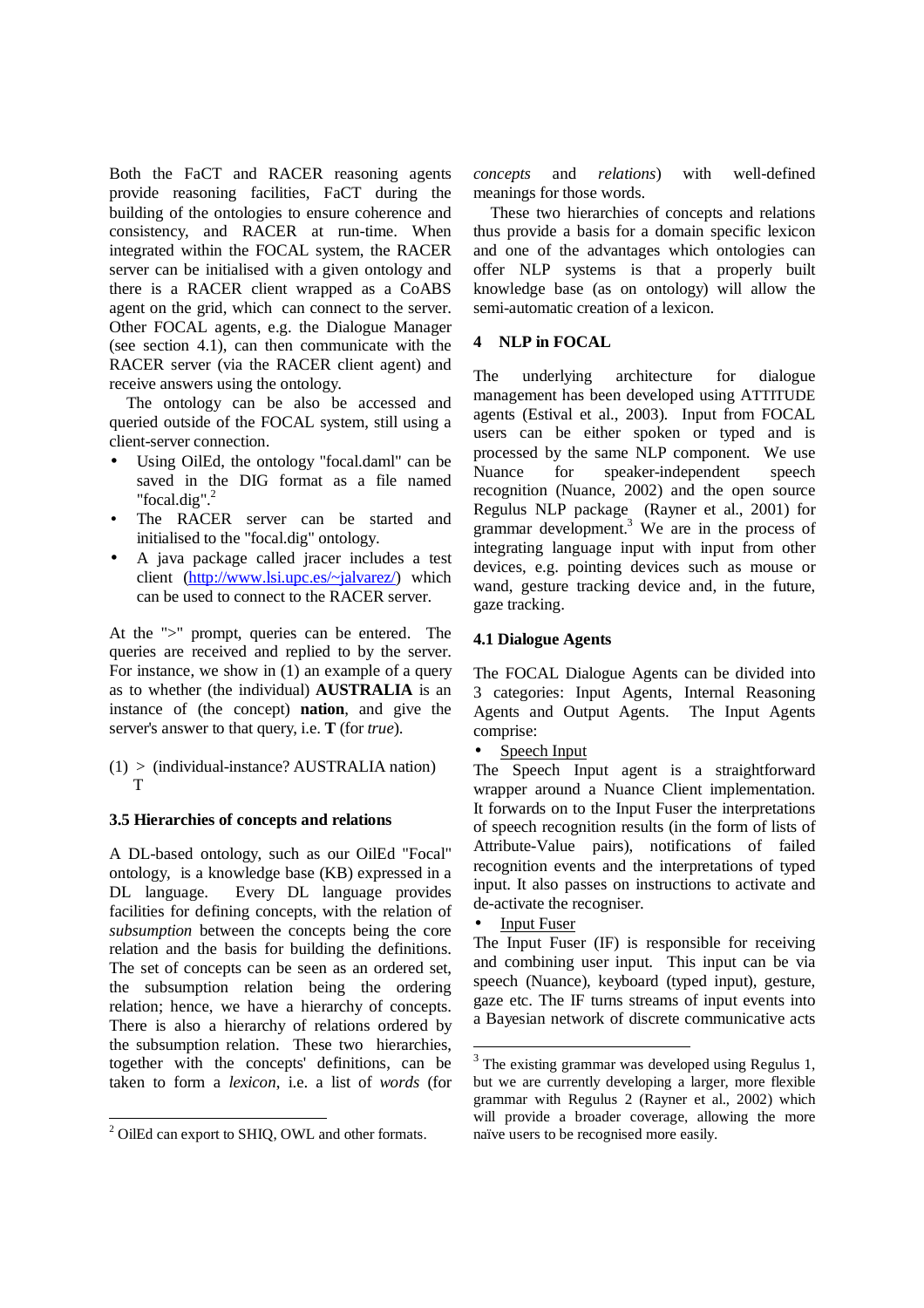Both the FaCT and RACER reasoning agents provide reasoning facilities, FaCT during the building of the ontologies to ensure coherence and consistency, and RACER at run-time. When integrated within the FOCAL system, the RACER server can be initialised with a given ontology and there is a RACER client wrapped as a CoABS agent on the grid, which can connect to the server. Other FOCAL agents, e.g. the Dialogue Manager (see section 4.1), can then communicate with the RACER server (via the RACER client agent) and receive answers using the ontology.

The ontology can be also be accessed and queried outside of the FOCAL system, still using a client-server connection.

- Using OilEd, the ontology "focal.daml" can be saved in the DIG format as a file named "focal.dig".[2]
- The RACER server can be started and initialised to the "focal.dig" ontology.
- A java package called jracer includes a test client (http://www.lsi.upc.es/~jalvarez/) which can be used to connect to the RACER server.

At the ">" prompt, queries can be entered. The queries are received and replied to by the server. For instance, we show in (1) an example of a query as to whether (the individual) **AUSTRALIA** is an instance of (the concept) **nation**, and give the server's answer to that query, i.e. **T** (for *true*).

(1) > (individual-instance? AUSTRALIA nation)
T

### 3.5 Hierarchies of concepts and relations

A DL-based ontology, such as our OilEd "Focal" ontology, is a knowledge base (KB) expressed in a DL language. Every DL language provides facilities for defining concepts, with the relation of *subsumption* between the concepts being the core relation and the basis for building the definitions. The set of concepts can be seen as an ordered set, the subsumption relation being the ordering relation; hence, we have a hierarchy of concepts. There is also a hierarchy of relations ordered by the subsumption relation. These two hierarchies, together with the concepts' definitions, can be taken to form a *lexicon*, i.e. a list of *words* (for *concepts* and *relations*) with well-defined meanings for those words.

These two hierarchies of concepts and relations thus provide a basis for a domain specific lexicon and one of the advantages which ontologies can offer NLP systems is that a properly built knowledge base (as on ontology) will allow the semi-automatic creation of a lexicon.

## 4 NLP in FOCAL

The underlying architecture for dialogue management has been developed using ATTITUDE agents (Estival et al., 2003). Input from FOCAL users can be either spoken or typed and is processed by the same NLP component. We use Nuance for speaker-independent speech recognition (Nuance, 2002) and the open source Regulus NLP package (Rayner et al., 2001) for grammar development.[3] We are in the process of integrating language input with input from other devices, e.g. pointing devices such as mouse or wand, gesture tracking device and, in the future, gaze tracking.

### 4.1 Dialogue Agents

The FOCAL Dialogue Agents can be divided into 3 categories: Input Agents, Internal Reasoning Agents and Output Agents. The Input Agents comprise:

- Speech Input

The Speech Input agent is a straightforward wrapper around a Nuance Client implementation. It forwards on to the Input Fuser the interpretations of speech recognition results (in the form of lists of Attribute-Value pairs), notifications of failed recognition events and the interpretations of typed input. It also passes on instructions to activate and de-activate the recogniser.

- Input Fuser

The Input Fuser (IF) is responsible for receiving and combining user input. This input can be via speech (Nuance), keyboard (typed input), gesture, gaze etc. The IF turns streams of input events into a Bayesian network of discrete communicative acts

[2] OilEd can export to SHIQ, OWL and other formats.

[3] The existing grammar was developed using Regulus 1, but we are currently developing a larger, more flexible grammar with Regulus 2 (Rayner et al., 2002) which will provide a broader coverage, allowing the more naïve users to be recognised more easily.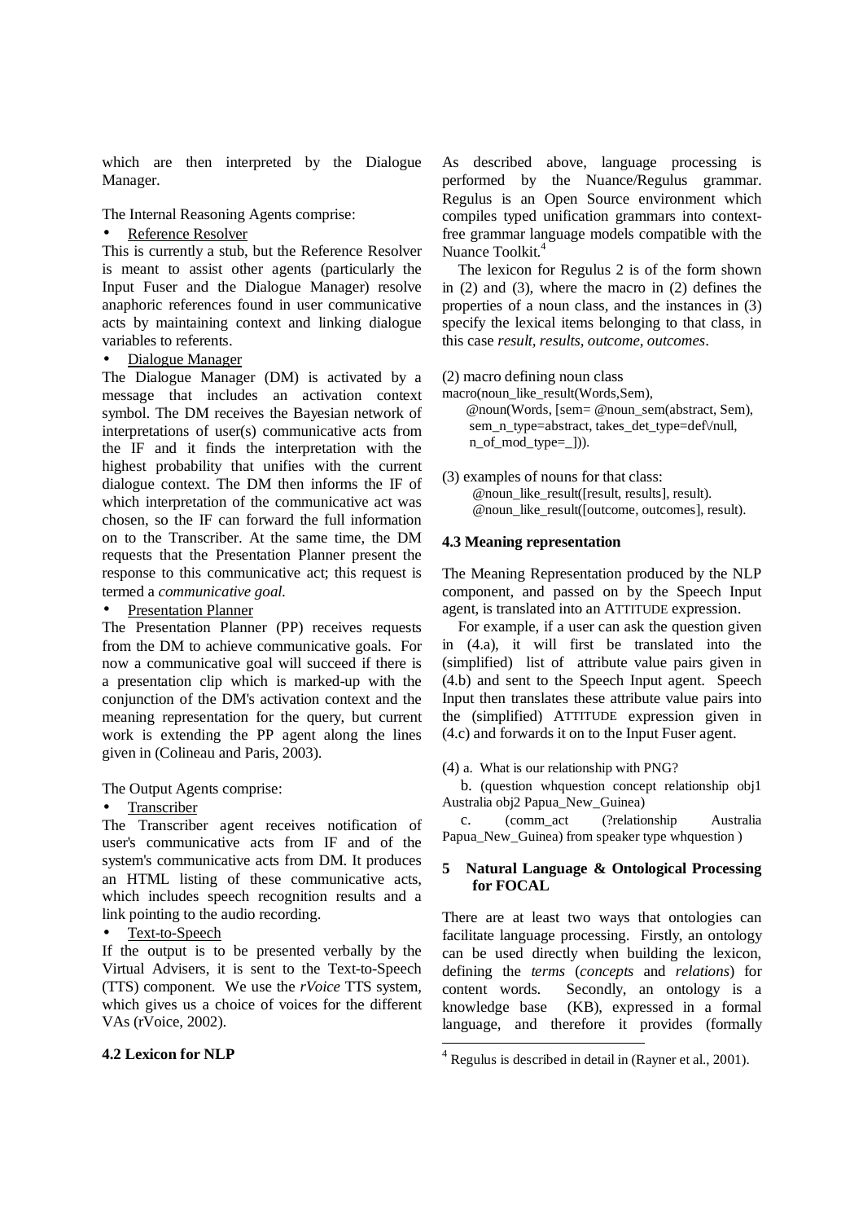which are then interpreted by the Dialogue Manager.

The Internal Reasoning Agents comprise:

- Reference Resolver

This is currently a stub, but the Reference Resolver is meant to assist other agents (particularly the Input Fuser and the Dialogue Manager) resolve anaphoric references found in user communicative acts by maintaining context and linking dialogue variables to referents.

- Dialogue Manager

The Dialogue Manager (DM) is activated by a message that includes an activation context symbol. The DM receives the Bayesian network of interpretations of user(s) communicative acts from the IF and it finds the interpretation with the highest probability that unifies with the current dialogue context. The DM then informs the IF of which interpretation of the communicative act was chosen, so the IF can forward the full information on to the Transcriber. At the same time, the DM requests that the Presentation Planner present the response to this communicative act; this request is termed a *communicative goal.*

- Presentation Planner

The Presentation Planner (PP) receives requests from the DM to achieve communicative goals. For now a communicative goal will succeed if there is a presentation clip which is marked-up with the conjunction of the DM's activation context and the meaning representation for the query, but current work is extending the PP agent along the lines given in (Colineau and Paris, 2003).

The Output Agents comprise:

- Transcriber

The Transcriber agent receives notification of user's communicative acts from IF and of the system's communicative acts from DM. It produces an HTML listing of these communicative acts, which includes speech recognition results and a link pointing to the audio recording.

- Text-to-Speech

If the output is to be presented verbally by the Virtual Advisers, it is sent to the Text-to-Speech (TTS) component. We use the *rVoice* TTS system, which gives us a choice of voices for the different VAs (rVoice, 2002).

### 4.2 Lexicon for NLP

As described above, language processing is performed by the Nuance/Regulus grammar. Regulus is an Open Source environment which compiles typed unification grammars into context-free grammar language models compatible with the Nuance Toolkit.[4]

The lexicon for Regulus 2 is of the form shown in (2) and (3), where the macro in (2) defines the properties of a noun class, and the instances in (3) specify the lexical items belonging to that class, in this case *result, results, outcome, outcomes*.

(2) macro defining noun class

```
macro(noun_like_result(Words,Sem),
    @noun(Words, [sem= @noun_sem(abstract, Sem),
     sem_n_type=abstract, takes_det_type=def\/null,
     n_of_mod_type=_])).
```

(3) examples of nouns for that class:

```
    @noun_like_result([result, results], result).
    @noun_like_result([outcome, outcomes], result).
```

### 4.3 Meaning representation

The Meaning Representation produced by the NLP component, and passed on by the Speech Input agent, is translated into an ATTITUDE expression.

For example, if a user can ask the question given in (4.a), it will first be translated into the (simplified) list of attribute value pairs given in (4.b) and sent to the Speech Input agent. Speech Input then translates these attribute value pairs into the (simplified) ATTITUDE expression given in (4.c) and forwards it on to the Input Fuser agent.

(4) a. What is our relationship with PNG?

b. (question whquestion concept relationship obj1 Australia obj2 Papua_New_Guinea)

c. (comm_act (?relationship Australia Papua_New_Guinea) from speaker type whquestion )

## 5 Natural Language & Ontological Processing for FOCAL

There are at least two ways that ontologies can facilitate language processing. Firstly, an ontology can be used directly when building the lexicon, defining the *terms* (*concepts* and *relations*) for content words. Secondly, an ontology is a knowledge base (KB), expressed in a formal language, and therefore it provides (formally

[4] Regulus is described in detail in (Rayner et al., 2001).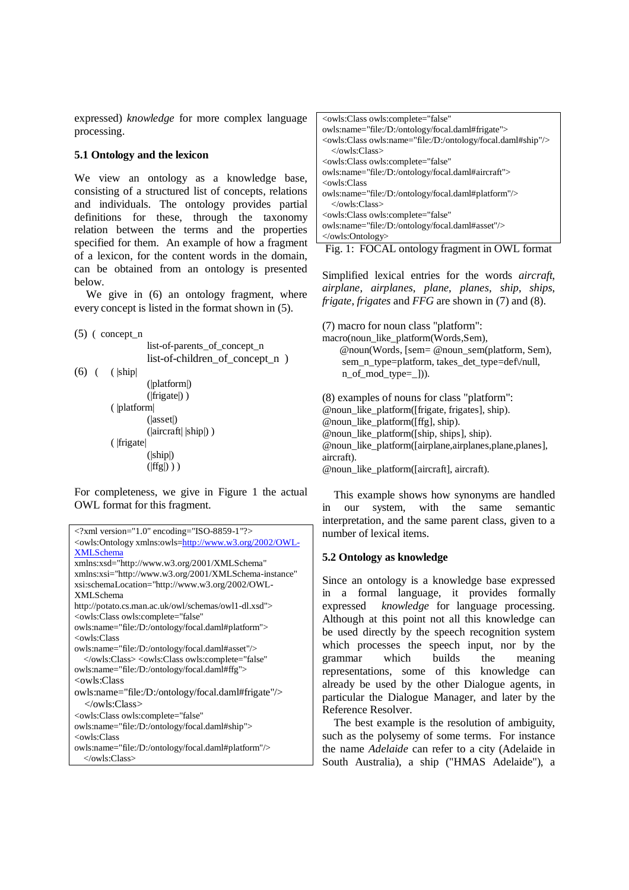expressed) *knowledge* for more complex language processing.

### 5.1 Ontology and the lexicon

We view an ontology as a knowledge base, consisting of a structured list of concepts, relations and individuals. The ontology provides partial definitions for these, through the taxonomy relation between the terms and the properties specified for them. An example of how a fragment of a lexicon, for the content words in the domain, can be obtained from an ontology is presented below.

We give in (6) an ontology fragment, where every concept is listed in the format shown in (5).

```
(5) ( concept_n
            list-of-parents_of_concept_n
            list-of-children_of_concept_n )
(6) (   ( |ship|
            (|platform|)
            (|frigate|) )
        ( |platform|
            (|asset|)
            (|aircraft| |ship|) )
        ( |frigate|
            (|ship|)
            (|ffg|) ) )
```

For completeness, we give in Figure 1 the actual OWL format for this fragment.

```
<?xml version="1.0" encoding="ISO-8859-1"?>
<owls:Ontology xmlns:owls=http://www.w3.org/2002/OWL-XMLSchema
xmlns:xsd="http://www.w3.org/2001/XMLSchema"
xmlns:xsi="http://www.w3.org/2001/XMLSchema-instance"
xsi:schemaLocation="http://www.w3.org/2002/OWL-XMLSchema
http://potato.cs.man.ac.uk/owl/schemas/owl1-dl.xsd">
<owls:Class owls:complete="false"
owls:name="file:/D:/ontology/focal.daml#platform">
<owls:Class
owls:name="file:/D:/ontology/focal.daml#asset"/>
  </owls:Class> <owls:Class owls:complete="false"
owls:name="file:/D:/ontology/focal.daml#ffg">
<owls:Class
owls:name="file:/D:/ontology/focal.daml#frigate"/>
  </owls:Class>
<owls:Class owls:complete="false"
owls:name="file:/D:/ontology/focal.daml#ship">
<owls:Class
owls:name="file:/D:/ontology/focal.daml#platform"/>
  </owls:Class>
<owls:Class owls:complete="false"
owls:name="file:/D:/ontology/focal.daml#frigate">
<owls:Class owls:name="file:/D:/ontology/focal.daml#ship"/>
  </owls:Class>
<owls:Class owls:complete="false"
owls:name="file:/D:/ontology/focal.daml#aircraft">
<owls:Class
owls:name="file:/D:/ontology/focal.daml#platform"/>
  </owls:Class>
<owls:Class owls:complete="false"
owls:name="file:/D:/ontology/focal.daml#asset"/>
</owls:Ontology>
```

Fig. 1: FOCAL ontology fragment in OWL format

Simplified lexical entries for the words *aircraft*, *airplane*, *airplanes*, *plane*, *planes*, *ship*, *ships*, *frigate*, *frigates* and *FFG* are shown in (7) and (8).

```
(7) macro for noun class "platform":
macro(noun_like_platform(Words,Sem),
    @noun(Words, [sem= @noun_sem(platform, Sem),
     sem_n_type=platform, takes_det_type=def\/null,
     n_of_mod_type=_])).
```

```
(8) examples of nouns for class "platform":
@noun_like_platform([frigate, frigates], ship).
@noun_like_platform([ffg], ship).
@noun_like_platform([ship, ships], ship).
@noun_like_platform([airplane,airplanes,plane,planes],
aircraft).
@noun_like_platform([aircraft], aircraft).
```

This example shows how synonyms are handled in our system, with the same semantic interpretation, and the same parent class, given to a number of lexical items.

### 5.2 Ontology as knowledge

Since an ontology is a knowledge base expressed in a formal language, it provides formally expressed *knowledge* for language processing. Although at this point not all this knowledge can be used directly by the speech recognition system which processes the speech input, nor by the grammar which builds the meaning representations, some of this knowledge can already be used by the other Dialogue agents, in particular the Dialogue Manager, and later by the Reference Resolver.

The best example is the resolution of ambiguity, such as the polysemy of some terms. For instance the name *Adelaide* can refer to a city (Adelaide in South Australia), a ship ("HMAS Adelaide"), a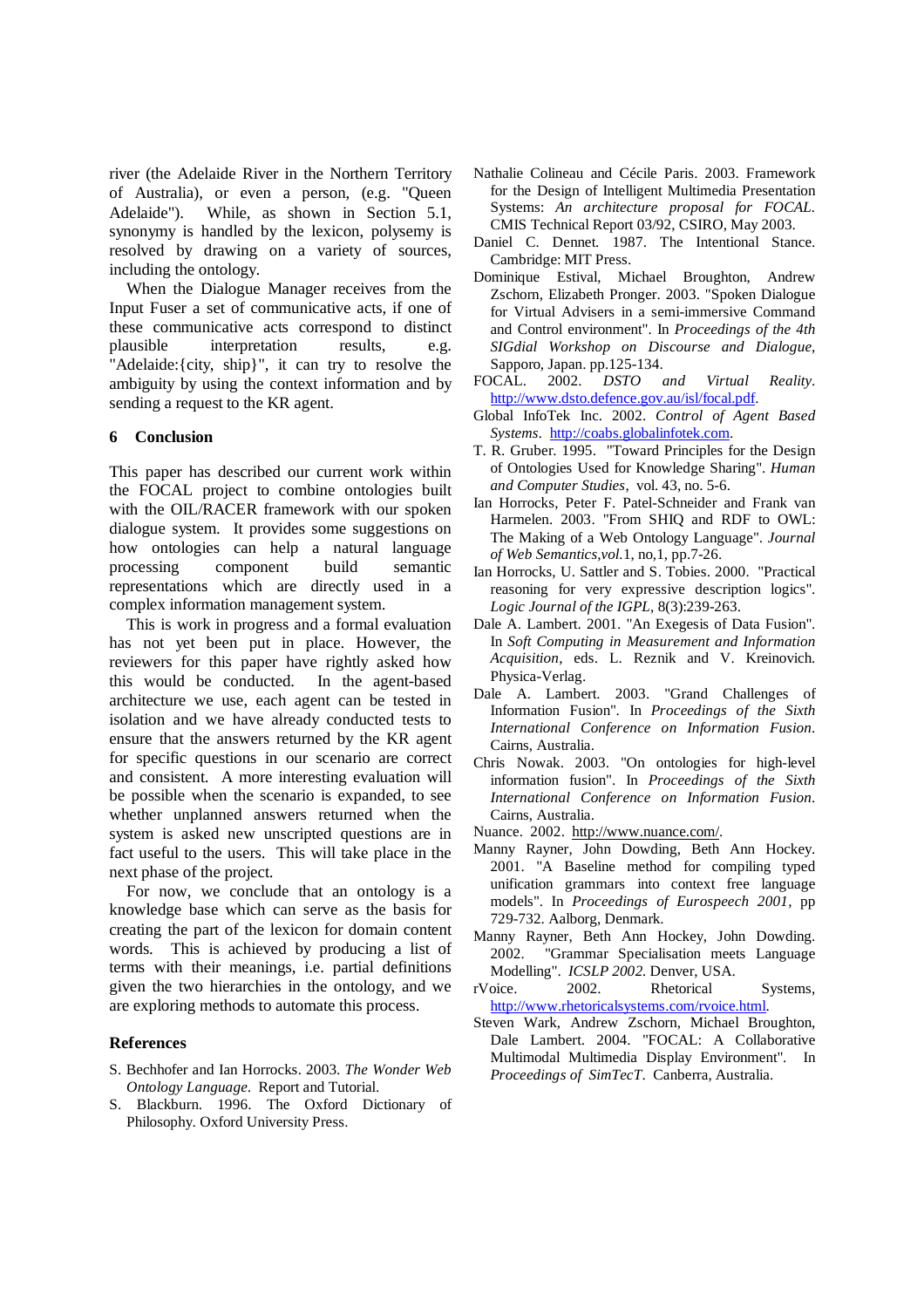river (the Adelaide River in the Northern Territory of Australia), or even a person, (e.g. "Queen Adelaide"). While, as shown in Section 5.1, synonymy is handled by the lexicon, polysemy is resolved by drawing on a variety of sources, including the ontology.

When the Dialogue Manager receives from the Input Fuser a set of communicative acts, if one of these communicative acts correspond to distinct plausible interpretation results, e.g. "Adelaide:{city, ship}", it can try to resolve the ambiguity by using the context information and by sending a request to the KR agent.

## 6 Conclusion

This paper has described our current work within the FOCAL project to combine ontologies built with the OIL/RACER framework with our spoken dialogue system. It provides some suggestions on how ontologies can help a natural language processing component build semantic representations which are directly used in a complex information management system.

This is work in progress and a formal evaluation has not yet been put in place. However, the reviewers for this paper have rightly asked how this would be conducted. In the agent-based architecture we use, each agent can be tested in isolation and we have already conducted tests to ensure that the answers returned by the KR agent for specific questions in our scenario are correct and consistent. A more interesting evaluation will be possible when the scenario is expanded, to see whether unplanned answers returned when the system is asked new unscripted questions are in fact useful to the users. This will take place in the next phase of the project.

For now, we conclude that an ontology is a knowledge base which can serve as the basis for creating the part of the lexicon for domain content words. This is achieved by producing a list of terms with their meanings, i.e. partial definitions given the two hierarchies in the ontology, and we are exploring methods to automate this process.

## References

S. Bechhofer and Ian Horrocks. 2003. *The Wonder Web Ontology Language.* Report and Tutorial.

S. Blackburn. 1996. The Oxford Dictionary of Philosophy. Oxford University Press.

Nathalie Colineau and Cécile Paris. 2003. Framework for the Design of Intelligent Multimedia Presentation Systems: *An architecture proposal for FOCAL.* CMIS Technical Report 03/92, CSIRO, May 2003.

Daniel C. Dennet. 1987. The Intentional Stance. Cambridge: MIT Press.

Dominique Estival, Michael Broughton, Andrew Zschorn, Elizabeth Pronger. 2003. "Spoken Dialogue for Virtual Advisers in a semi-immersive Command and Control environment". In *Proceedings of the 4th SIGdial Workshop on Discourse and Dialogue*, Sapporo, Japan. pp.125-134.

FOCAL. 2002. *DSTO and Virtual Reality.* http://www.dsto.defence.gov.au/isl/focal.pdf.

Global InfoTek Inc. 2002. *Control of Agent Based Systems*. http://coabs.globalinfotek.com.

T. R. Gruber. 1995. "Toward Principles for the Design of Ontologies Used for Knowledge Sharing". *Human and Computer Studies*, vol. 43, no. 5-6.

Ian Horrocks, Peter F. Patel-Schneider and Frank van Harmelen. 2003. "From SHIQ and RDF to OWL: The Making of a Web Ontology Language". *Journal of Web Semantics,vol.*1, no,1, pp.7-26.

Ian Horrocks, U. Sattler and S. Tobies. 2000. "Practical reasoning for very expressive description logics". *Logic Journal of the IGPL*, 8(3):239-263.

Dale A. Lambert. 2001. "An Exegesis of Data Fusion". In *Soft Computing in Measurement and Information Acquisition*, eds. L. Reznik and V. Kreinovich. Physica-Verlag.

Dale A. Lambert. 2003. "Grand Challenges of Information Fusion". In *Proceedings of the Sixth International Conference on Information Fusion*. Cairns, Australia.

Chris Nowak. 2003. "On ontologies for high-level information fusion". In *Proceedings of the Sixth International Conference on Information Fusion*. Cairns, Australia.

Nuance. 2002. http://www.nuance.com/.

Manny Rayner, John Dowding, Beth Ann Hockey. 2001. "A Baseline method for compiling typed unification grammars into context free language models". In *Proceedings of Eurospeech 2001*, pp 729-732. Aalborg, Denmark.

Manny Rayner, Beth Ann Hockey, John Dowding. 2002. "Grammar Specialisation meets Language Modelling". *ICSLP 2002.* Denver, USA.

rVoice. 2002. Rhetorical Systems, http://www.rhetoricalsystems.com/rvoice.html.

Steven Wark, Andrew Zschorn, Michael Broughton, Dale Lambert. 2004. "FOCAL: A Collaborative Multimodal Multimedia Display Environment". In *Proceedings of SimTecT*. Canberra, Australia.